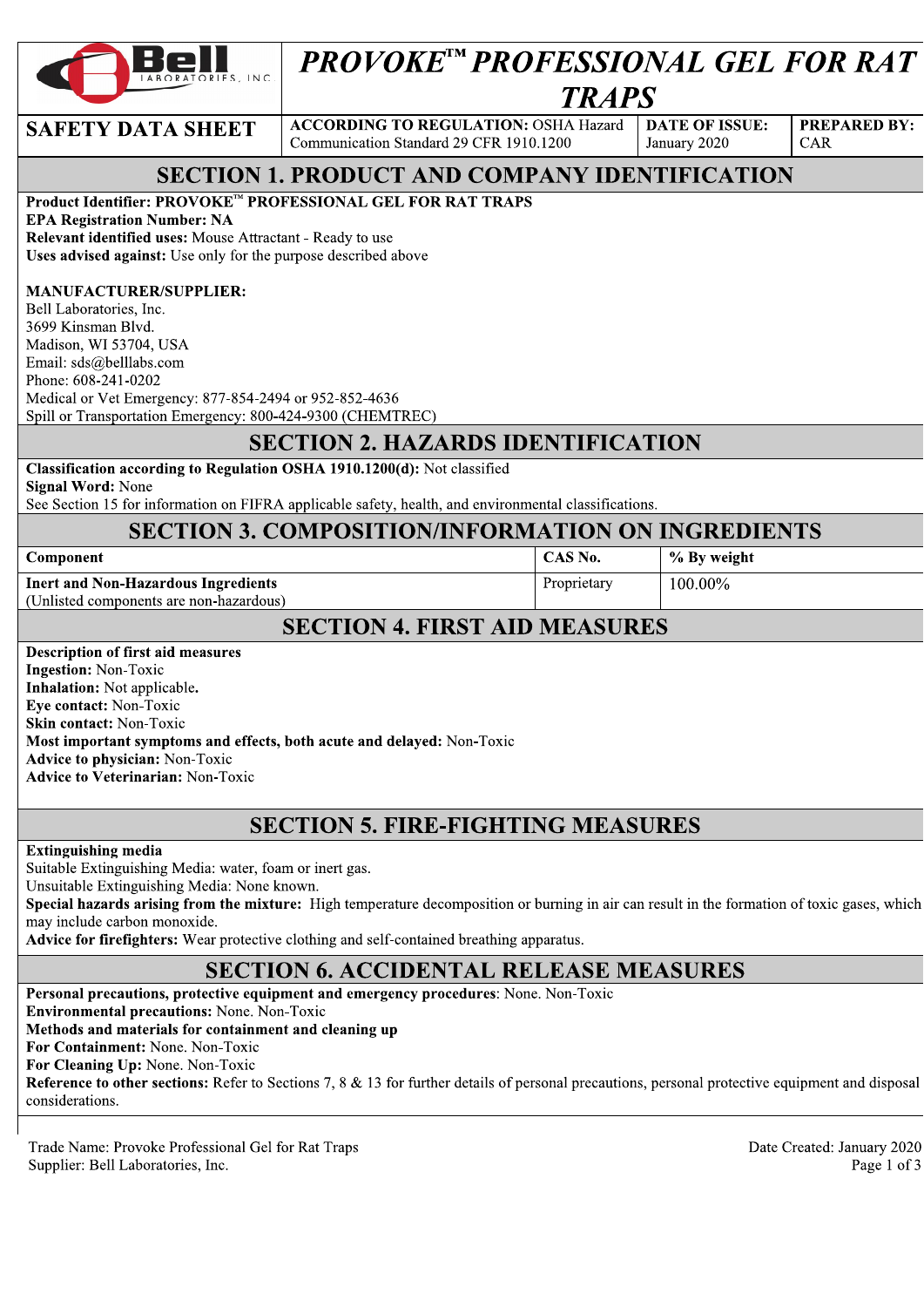# PROVOKE™ PROFESSIONAL GEL FOR RAT TRAPS

| SAFETY DATA SHEET | ACCORDING TO REGULATION: OSHA Hazard Communication Standard 29 CFR 1910.1200 | DATE OF ISSUE: January 2020 | PREPARED BY: CAR |
|---|---|---|---|

## SECTION 1. PRODUCT AND COMPANY IDENTIFICATION

**Product Identifier: PROVOKE™ PROFESSIONAL GEL FOR RAT TRAPS**
**EPA Registration Number: NA**
**Relevant identified uses:** Mouse Attractant - Ready to use
**Uses advised against:** Use only for the purpose described above

**MANUFACTURER/SUPPLIER:**
Bell Laboratories, Inc.
3699 Kinsman Blvd.
Madison, WI 53704, USA
Email: sds@belllabs.com
Phone: 608-241-0202
Medical or Vet Emergency: 877-854-2494 or 952-852-4636
Spill or Transportation Emergency: 800-424-9300 (CHEMTREC)

## SECTION 2. HAZARDS IDENTIFICATION

**Classification according to Regulation OSHA 1910.1200(d):** Not classified
**Signal Word:** None
See Section 15 for information on FIFRA applicable safety, health, and environmental classifications.

## SECTION 3. COMPOSITION/INFORMATION ON INGREDIENTS

| Component | CAS No. | % By weight |
|---|---|---|
| **Inert and Non-Hazardous Ingredients** (Unlisted components are non-hazardous) | Proprietary | 100.00% |

## SECTION 4. FIRST AID MEASURES

**Description of first aid measures**
**Ingestion:** Non-Toxic
**Inhalation:** Not applicable.
**Eye contact:** Non-Toxic
**Skin contact:** Non-Toxic
**Most important symptoms and effects, both acute and delayed:** Non-Toxic
**Advice to physician:** Non-Toxic
**Advice to Veterinarian:** Non-Toxic

## SECTION 5. FIRE-FIGHTING MEASURES

**Extinguishing media**
Suitable Extinguishing Media: water, foam or inert gas.
Unsuitable Extinguishing Media: None known.
**Special hazards arising from the mixture:** High temperature decomposition or burning in air can result in the formation of toxic gases, which may include carbon monoxide.
**Advice for firefighters:** Wear protective clothing and self-contained breathing apparatus.

## SECTION 6. ACCIDENTAL RELEASE MEASURES

**Personal precautions, protective equipment and emergency procedures**: None. Non-Toxic
**Environmental precautions:** None. Non-Toxic
**Methods and materials for containment and cleaning up**
**For Containment:** None. Non-Toxic
**For Cleaning Up:** None. Non-Toxic
**Reference to other sections:** Refer to Sections 7, 8 & 13 for further details of personal precautions, personal protective equipment and disposal considerations.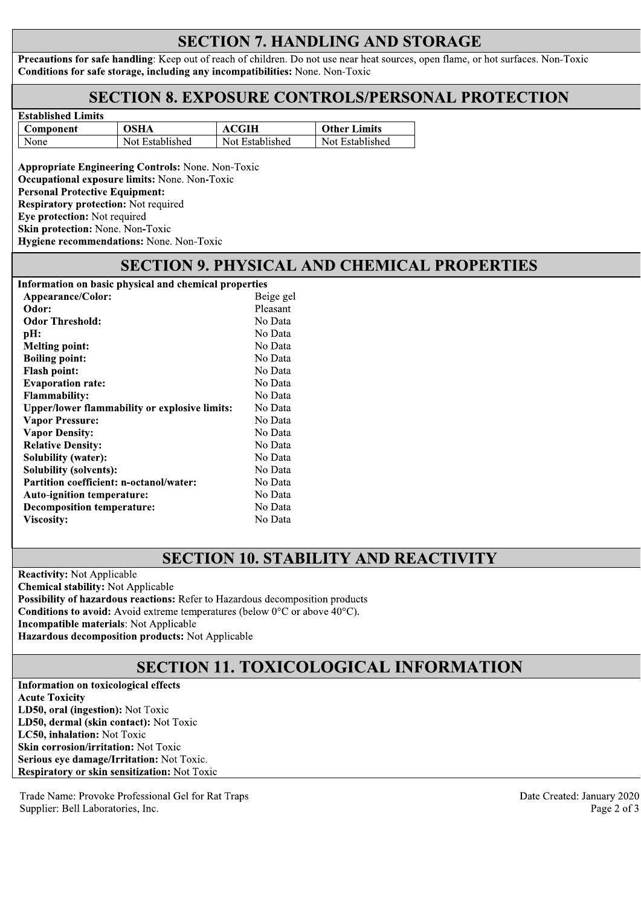## SECTION 7. HANDLING AND STORAGE

**Precautions for safe handling**: Keep out of reach of children. Do not use near heat sources, open flame, or hot surfaces. Non-Toxic
**Conditions for safe storage, including any incompatibilities:** None. Non-Toxic

## SECTION 8. EXPOSURE CONTROLS/PERSONAL PROTECTION

**Established Limits**

| Component | OSHA | ACGIH | Other Limits |
|---|---|---|---|
| None | Not Established | Not Established | Not Established |

**Appropriate Engineering Controls:** None. Non-Toxic
**Occupational exposure limits:** None. Non-Toxic
**Personal Protective Equipment:**
**Respiratory protection:** Not required
**Eye protection:** Not required
**Skin protection:** None. Non-Toxic
**Hygiene recommendations:** None. Non-Toxic

## SECTION 9. PHYSICAL AND CHEMICAL PROPERTIES

**Information on basic physical and chemical properties**

| | |
|---|---|
| **Appearance/Color:** | Beige gel |
| **Odor:** | Pleasant |
| **Odor Threshold:** | No Data |
| **pH:** | No Data |
| **Melting point:** | No Data |
| **Boiling point:** | No Data |
| **Flash point:** | No Data |
| **Evaporation rate:** | No Data |
| **Flammability:** | No Data |
| **Upper/lower flammability or explosive limits:** | No Data |
| **Vapor Pressure:** | No Data |
| **Vapor Density:** | No Data |
| **Relative Density:** | No Data |
| **Solubility (water):** | No Data |
| **Solubility (solvents):** | No Data |
| **Partition coefficient: n-octanol/water:** | No Data |
| **Auto-ignition temperature:** | No Data |
| **Decomposition temperature:** | No Data |
| **Viscosity:** | No Data |

## SECTION 10. STABILITY AND REACTIVITY

**Reactivity:** Not Applicable
**Chemical stability:** Not Applicable
**Possibility of hazardous reactions:** Refer to Hazardous decomposition products
**Conditions to avoid:** Avoid extreme temperatures (below 0°C or above 40°C).
**Incompatible materials**: Not Applicable
**Hazardous decomposition products:** Not Applicable

## SECTION 11. TOXICOLOGICAL INFORMATION

**Information on toxicological effects**
**Acute Toxicity**
**LD50, oral (ingestion):** Not Toxic
**LD50, dermal (skin contact):** Not Toxic
**LC50, inhalation:** Not Toxic
**Skin corrosion/irritation:** Not Toxic
**Serious eye damage/Irritation:** Not Toxic.
**Respiratory or skin sensitization:** Not Toxic

Trade Name: Provoke Professional Gel for Rat Traps
Supplier: Bell Laboratories, Inc.
Date Created: January 2020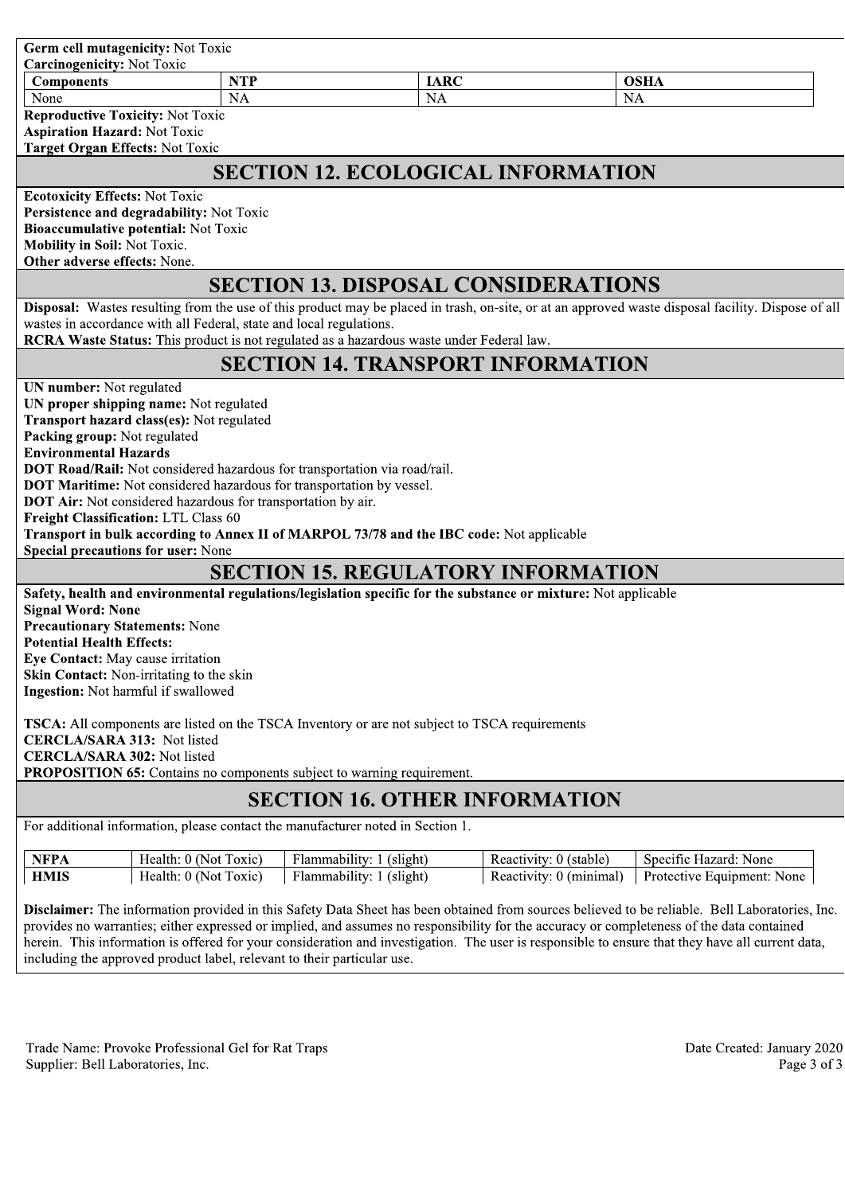**Germ cell mutagenicity:** Not Toxic
**Carcinogenicity:** Not Toxic

| Components | NTP | IARC | OSHA |
|---|---|---|---|
| None | NA | NA | NA |

**Reproductive Toxicity:** Not Toxic
**Aspiration Hazard:** Not Toxic
**Target Organ Effects:** Not Toxic

## SECTION 12. ECOLOGICAL INFORMATION

**Ecotoxicity Effects:** Not Toxic
**Persistence and degradability:** Not Toxic
**Bioaccumulative potential:** Not Toxic
**Mobility in Soil:** Not Toxic.
**Other adverse effects:** None.

## SECTION 13. DISPOSAL CONSIDERATIONS

**Disposal:** Wastes resulting from the use of this product may be placed in trash, on-site, or at an approved waste disposal facility. Dispose of all wastes in accordance with all Federal, state and local regulations.
**RCRA Waste Status:** This product is not regulated as a hazardous waste under Federal law.

## SECTION 14. TRANSPORT INFORMATION

**UN number:** Not regulated
**UN proper shipping name:** Not regulated
**Transport hazard class(es):** Not regulated
**Packing group:** Not regulated
**Environmental Hazards**
**DOT Road/Rail:** Not considered hazardous for transportation via road/rail.
**DOT Maritime:** Not considered hazardous for transportation by vessel.
**DOT Air:** Not considered hazardous for transportation by air.
**Freight Classification:** LTL Class 60
**Transport in bulk according to Annex II of MARPOL 73/78 and the IBC code:** Not applicable
**Special precautions for user:** None

## SECTION 15. REGULATORY INFORMATION

**Safety, health and environmental regulations/legislation specific for the substance or mixture:** Not applicable
**Signal Word: None**
**Precautionary Statements:** None
**Potential Health Effects:**
**Eye Contact:** May cause irritation
**Skin Contact:** Non-irritating to the skin
**Ingestion:** Not harmful if swallowed

**TSCA:** All components are listed on the TSCA Inventory or are not subject to TSCA requirements
**CERCLA/SARA 313:** Not listed
**CERCLA/SARA 302:** Not listed
**PROPOSITION 65:** Contains no components subject to warning requirement.

## SECTION 16. OTHER INFORMATION

For additional information, please contact the manufacturer noted in Section 1.

| | | | | |
|---|---|---|---|---|
| **NFPA** | Health: 0 (Not Toxic) | Flammability: 1 (slight) | Reactivity: 0 (stable) | Specific Hazard: None |
| **HMIS** | Health: 0 (Not Toxic) | Flammability: 1 (slight) | Reactivity: 0 (minimal) | Protective Equipment: None |

**Disclaimer:** The information provided in this Safety Data Sheet has been obtained from sources believed to be reliable. Bell Laboratories, Inc. provides no warranties; either expressed or implied, and assumes no responsibility for the accuracy or completeness of the data contained herein. This information is offered for your consideration and investigation. The user is responsible to ensure that they have all current data, including the approved product label, relevant to their particular use.